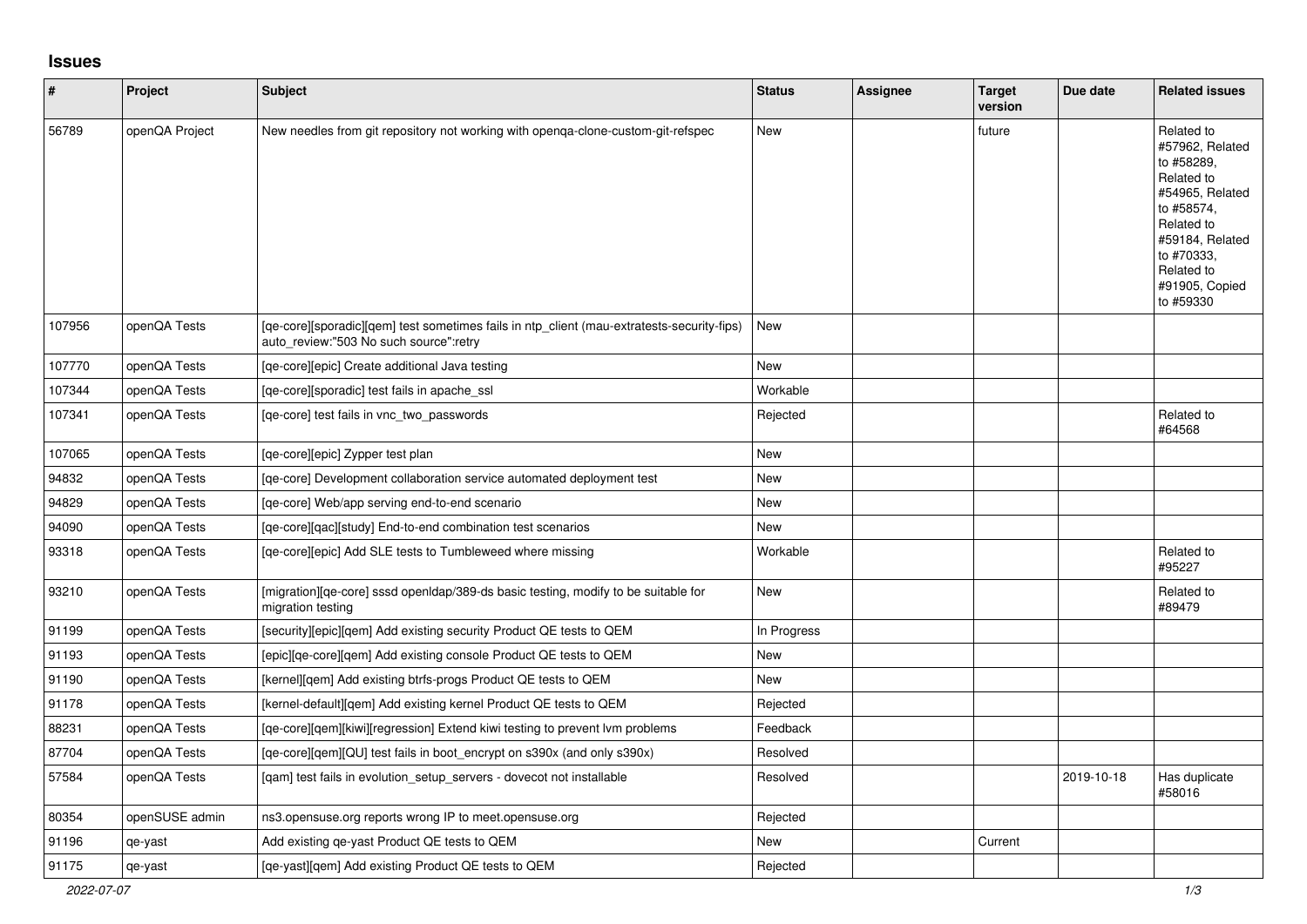## Issues

| # | Project | Subject | Status | Assignee | Target version | Due date | Related issues |
|---|---|---|---|---|---|---|---|
| 56789 | openQA Project | New needles from git repository not working with openqa-clone-custom-git-refspec | New | | future | | Related to #57962, Related to #58289, Related to #54965, Related to #58574, Related to #59184, Related to #70333, Related to #91905, Copied to #59330 |
| 107956 | openQA Tests | [qe-core][sporadic][qem] test sometimes fails in ntp_client (mau-extratests-security-fips) auto_review:"503 No such source":retry | New | | | | |
| 107770 | openQA Tests | [qe-core][epic] Create additional Java testing | New | | | | |
| 107344 | openQA Tests | [qe-core][sporadic] test fails in apache_ssl | Workable | | | | |
| 107341 | openQA Tests | [qe-core] test fails in vnc_two_passwords | Rejected | | | | Related to #64568 |
| 107065 | openQA Tests | [qe-core][epic] Zypper test plan | New | | | | |
| 94832 | openQA Tests | [qe-core] Development collaboration service automated deployment test | New | | | | |
| 94829 | openQA Tests | [qe-core] Web/app serving end-to-end scenario | New | | | | |
| 94090 | openQA Tests | [qe-core][qac][study] End-to-end combination test scenarios | New | | | | |
| 93318 | openQA Tests | [qe-core][epic] Add SLE tests to Tumbleweed where missing | Workable | | | | Related to #95227 |
| 93210 | openQA Tests | [migration][qe-core] sssd openldap/389-ds basic testing, modify to be suitable for migration testing | New | | | | Related to #89479 |
| 91199 | openQA Tests | [security][epic][qem] Add existing security Product QE tests to QEM | In Progress | | | | |
| 91193 | openQA Tests | [epic][qe-core][qem] Add existing console Product QE tests to QEM | New | | | | |
| 91190 | openQA Tests | [kernel][qem] Add existing btrfs-progs Product QE tests to QEM | New | | | | |
| 91178 | openQA Tests | [kernel-default][qem] Add existing kernel Product QE tests to QEM | Rejected | | | | |
| 88231 | openQA Tests | [qe-core][qem][kiwi][regression] Extend kiwi testing to prevent lvm problems | Feedback | | | | |
| 87704 | openQA Tests | [qe-core][qem][QU] test fails in boot_encrypt on s390x (and only s390x) | Resolved | | | | |
| 57584 | openQA Tests | [qam] test fails in evolution_setup_servers - dovecot not installable | Resolved | | | 2019-10-18 | Has duplicate #58016 |
| 80354 | openSUSE admin | ns3.opensuse.org reports wrong IP to meet.opensuse.org | Rejected | | | | |
| 91196 | qe-yast | Add existing qe-yast Product QE tests to QEM | New | | Current | | |
| 91175 | qe-yast | [qe-yast][qem] Add existing Product QE tests to QEM | Rejected | | | | |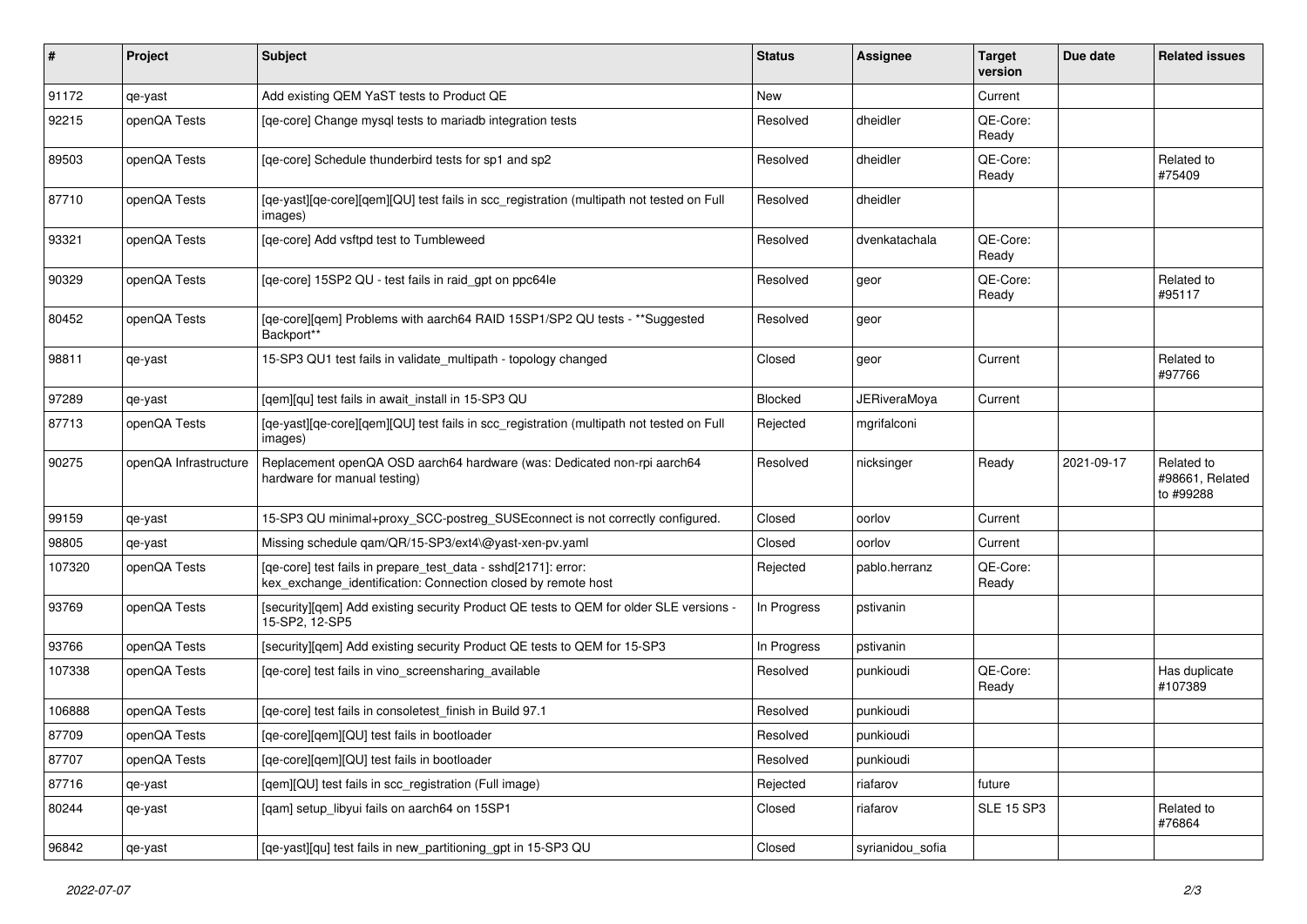| # | Project | Subject | Status | Assignee | Target version | Due date | Related issues |
| --- | --- | --- | --- | --- | --- | --- | --- |
| 91172 | qe-yast | Add existing QEM YaST tests to Product QE | New | | Current | | |
| 92215 | openQA Tests | [qe-core] Change mysql tests to mariadb integration tests | Resolved | dheidler | QE-Core: Ready | | |
| 89503 | openQA Tests | [qe-core] Schedule thunderbird tests for sp1 and sp2 | Resolved | dheidler | QE-Core: Ready | | Related to #75409 |
| 87710 | openQA Tests | [qe-yast][qe-core][qem][QU] test fails in scc_registration (multipath not tested on Full images) | Resolved | dheidler | | | |
| 93321 | openQA Tests | [qe-core] Add vsftpd test to Tumbleweed | Resolved | dvenkatachala | QE-Core: Ready | | |
| 90329 | openQA Tests | [qe-core] 15SP2 QU - test fails in raid_gpt on ppc64le | Resolved | geor | QE-Core: Ready | | Related to #95117 |
| 80452 | openQA Tests | [qe-core][qem] Problems with aarch64 RAID 15SP1/SP2 QU tests - **Suggested Backport** | Resolved | geor | | | |
| 98811 | qe-yast | 15-SP3 QU1 test fails in validate_multipath - topology changed | Closed | geor | Current | | Related to #97766 |
| 97289 | qe-yast | [qem][qu] test fails in await_install in 15-SP3 QU | Blocked | JERiveraMoya | Current | | |
| 87713 | openQA Tests | [qe-yast][qe-core][qem][QU] test fails in scc_registration (multipath not tested on Full images) | Rejected | mgrifalconi | | | |
| 90275 | openQA Infrastructure | Replacement openQA OSD aarch64 hardware (was: Dedicated non-rpi aarch64 hardware for manual testing) | Resolved | nicksinger | Ready | 2021-09-17 | Related to #98661, Related to #99288 |
| 99159 | qe-yast | 15-SP3 QU minimal+proxy_SCC-postreg_SUSEconnect is not correctly configured. | Closed | oorlov | Current | | |
| 98805 | qe-yast | Missing schedule qam/QR/15-SP3/ext4\@yast-xen-pv.yaml | Closed | oorlov | Current | | |
| 107320 | openQA Tests | [qe-core] test fails in prepare_test_data - sshd[2171]: error: kex_exchange_identification: Connection closed by remote host | Rejected | pablo.herranz | QE-Core: Ready | | |
| 93769 | openQA Tests | [security][qem] Add existing security Product QE tests to QEM for older SLE versions - 15-SP2, 12-SP5 | In Progress | pstivanin | | | |
| 93766 | openQA Tests | [security][qem] Add existing security Product QE tests to QEM for 15-SP3 | In Progress | pstivanin | | | |
| 107338 | openQA Tests | [qe-core] test fails in vino_screensharing_available | Resolved | punkioudi | QE-Core: Ready | | Has duplicate #107389 |
| 106888 | openQA Tests | [qe-core] test fails in consoletest_finish in Build 97.1 | Resolved | punkioudi | | | |
| 87709 | openQA Tests | [qe-core][qem][QU] test fails in bootloader | Resolved | punkioudi | | | |
| 87707 | openQA Tests | [qe-core][qem][QU] test fails in bootloader | Resolved | punkioudi | | | |
| 87716 | qe-yast | [qem][QU] test fails in scc_registration (Full image) | Rejected | riafarov | future | | |
| 80244 | qe-yast | [qam] setup_libyui fails on aarch64 on 15SP1 | Closed | riafarov | SLE 15 SP3 | | Related to #76864 |
| 96842 | qe-yast | [qe-yast][qu] test fails in new_partitioning_gpt in 15-SP3 QU | Closed | syrianidou_sofia | | | |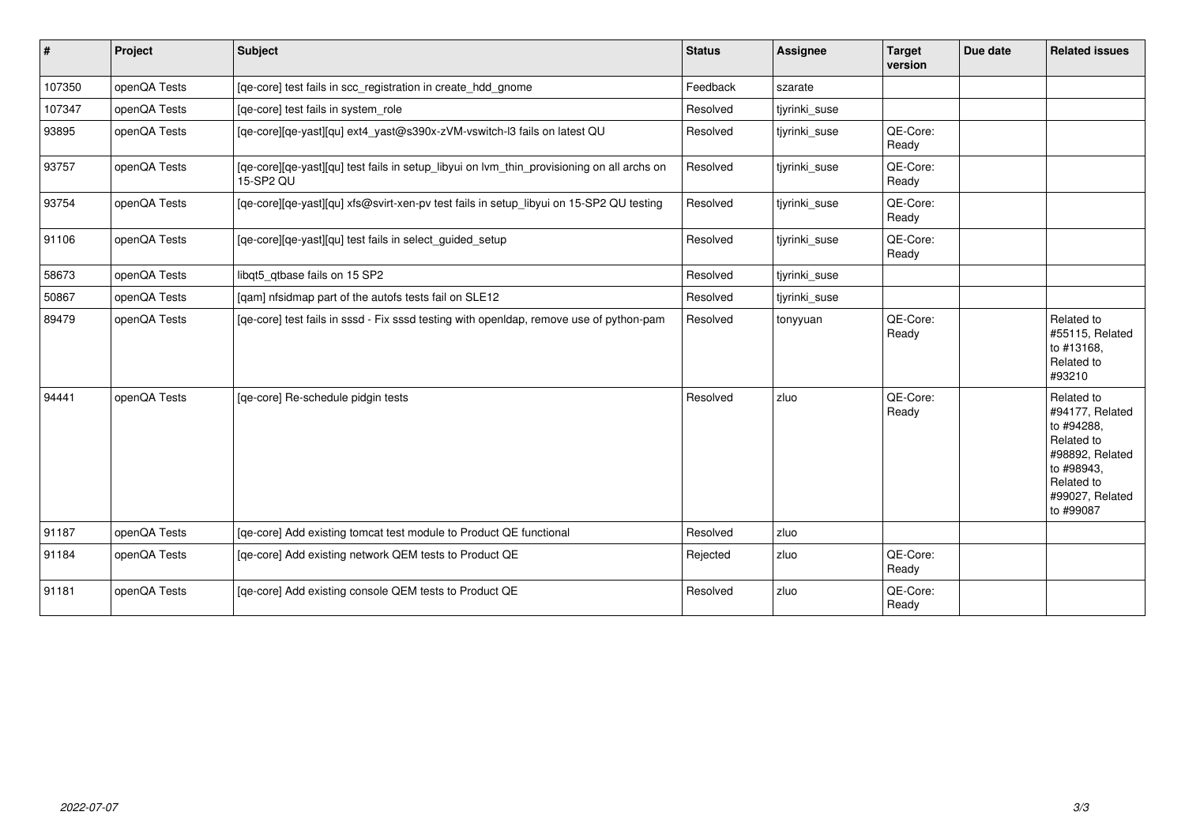| # | Project | Subject | Status | Assignee | Target version | Due date | Related issues |
|---|---|---|---|---|---|---|---|
| 107350 | openQA Tests | [qe-core] test fails in scc_registration in create_hdd_gnome | Feedback | szarate | | | |
| 107347 | openQA Tests | [qe-core] test fails in system_role | Resolved | tjyrinki_suse | | | |
| 93895 | openQA Tests | [qe-core][qe-yast][qu] ext4_yast@s390x-zVM-vswitch-l3 fails on latest QU | Resolved | tjyrinki_suse | QE-Core: Ready | | |
| 93757 | openQA Tests | [qe-core][qe-yast][qu] test fails in setup_libyui on lvm_thin_provisioning on all archs on 15-SP2 QU | Resolved | tjyrinki_suse | QE-Core: Ready | | |
| 93754 | openQA Tests | [qe-core][qe-yast][qu] xfs@svirt-xen-pv test fails in setup_libyui on 15-SP2 QU testing | Resolved | tjyrinki_suse | QE-Core: Ready | | |
| 91106 | openQA Tests | [qe-core][qe-yast][qu] test fails in select_guided_setup | Resolved | tjyrinki_suse | QE-Core: Ready | | |
| 58673 | openQA Tests | libqt5_qtbase fails on 15 SP2 | Resolved | tjyrinki_suse | | | |
| 50867 | openQA Tests | [qam] nfsidmap part of the autofs tests fail on SLE12 | Resolved | tjyrinki_suse | | | |
| 89479 | openQA Tests | [qe-core] test fails in sssd - Fix sssd testing with openldap, remove use of python-pam | Resolved | tonyyuan | QE-Core: Ready | | Related to #55115, Related to #13168, Related to #93210 |
| 94441 | openQA Tests | [qe-core] Re-schedule pidgin tests | Resolved | zluo | QE-Core: Ready | | Related to #94177, Related to #94288, Related to #98892, Related to #98943, Related to #99027, Related to #99087 |
| 91187 | openQA Tests | [qe-core] Add existing tomcat test module to Product QE functional | Resolved | zluo | | | |
| 91184 | openQA Tests | [qe-core] Add existing network QEM tests to Product QE | Rejected | zluo | QE-Core: Ready | | |
| 91181 | openQA Tests | [qe-core] Add existing console QEM tests to Product QE | Resolved | zluo | QE-Core: Ready | | |